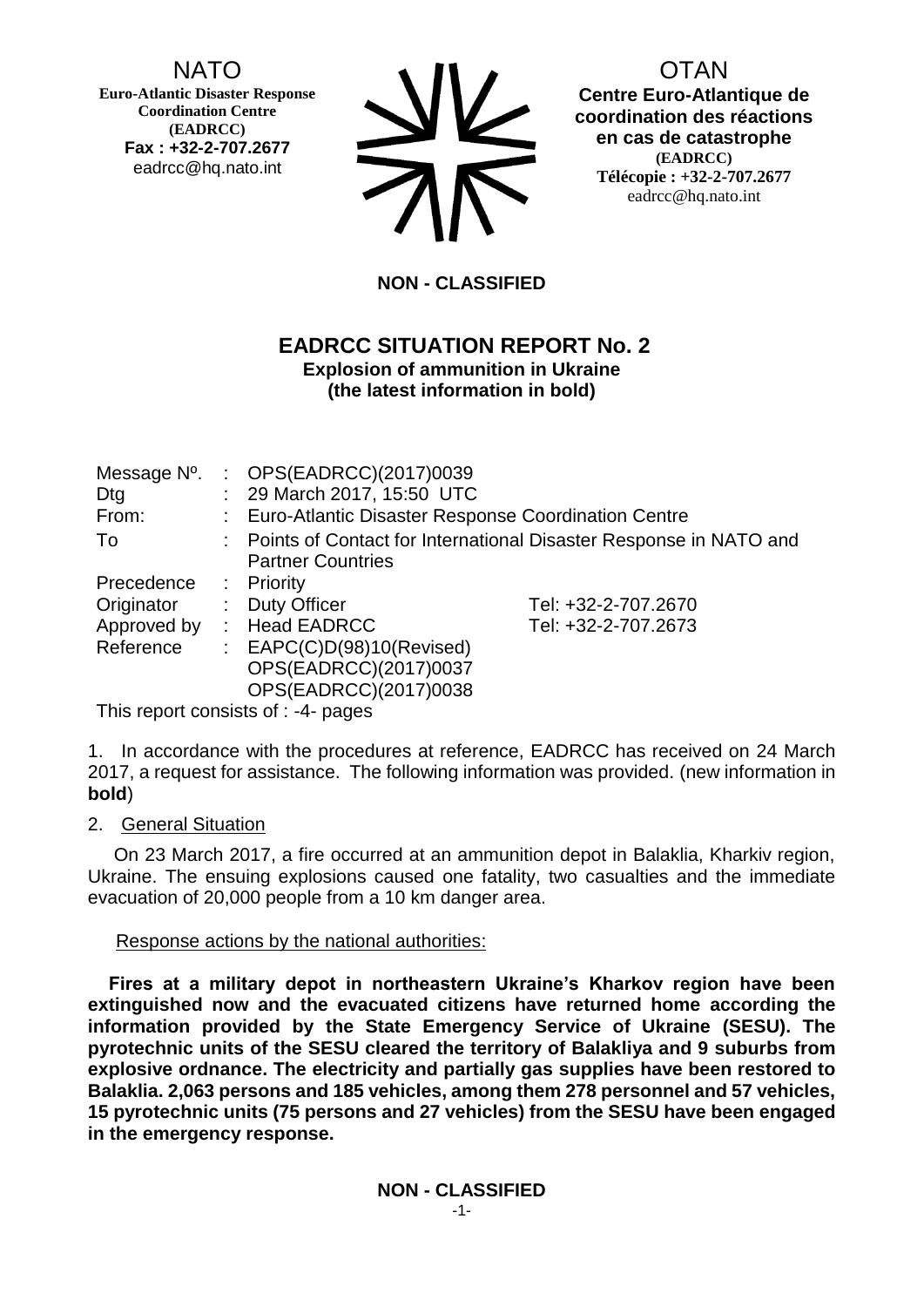NATO
**Euro-Atlantic Disaster Response Coordination Centre (EADRCC)**
**Fax : +32-2-707.2677**
eadrcc@hq.nato.int

OTAN
**Centre Euro-Atlantique de coordination des réactions en cas de catastrophe (EADRCC)**
**Télécopie : +32-2-707.2677**
eadrcc@hq.nato.int

**NON - CLASSIFIED**

# EADRCC SITUATION REPORT No. 2

**Explosion of ammunition in Ukraine**
**(the latest information in bold)**

| | | | |
|---|---|---|---|
| Message Nº. | : | OPS(EADRCC)(2017)0039 | |
| Dtg | : | 29 March 2017, 15:50 UTC | |
| From: | : | Euro-Atlantic Disaster Response Coordination Centre | |
| To | : | Points of Contact for International Disaster Response in NATO and Partner Countries | |
| Precedence | : | Priority | |
| Originator | : | Duty Officer | Tel: +32-2-707.2670 |
| Approved by | : | Head EADRCC | Tel: +32-2-707.2673 |
| Reference | : | EAPC(C)D(98)10(Revised)<br>OPS(EADRCC)(2017)0037<br>OPS(EADRCC)(2017)0038 | |

This report consists of : -4- pages

1. In accordance with the procedures at reference, EADRCC has received on 24 March 2017, a request for assistance. The following information was provided. (new information in **bold**)

2. <u>General Situation</u>

On 23 March 2017, a fire occurred at an ammunition depot in Balaklia, Kharkiv region, Ukraine. The ensuing explosions caused one fatality, two casualties and the immediate evacuation of 20,000 people from a 10 km danger area.

<u>Response actions by the national authorities:</u>

**Fires at a military depot in northeastern Ukraine's Kharkov region have been extinguished now and the evacuated citizens have returned home according the information provided by the State Emergency Service of Ukraine (SESU). The pyrotechnic units of the SESU cleared the territory of Balakliya and 9 suburbs from explosive ordnance. The electricity and partially gas supplies have been restored to Balaklia. 2,063 persons and 185 vehicles, among them 278 personnel and 57 vehicles, 15 pyrotechnic units (75 persons and 27 vehicles) from the SESU have been engaged in the emergency response.**

**NON - CLASSIFIED**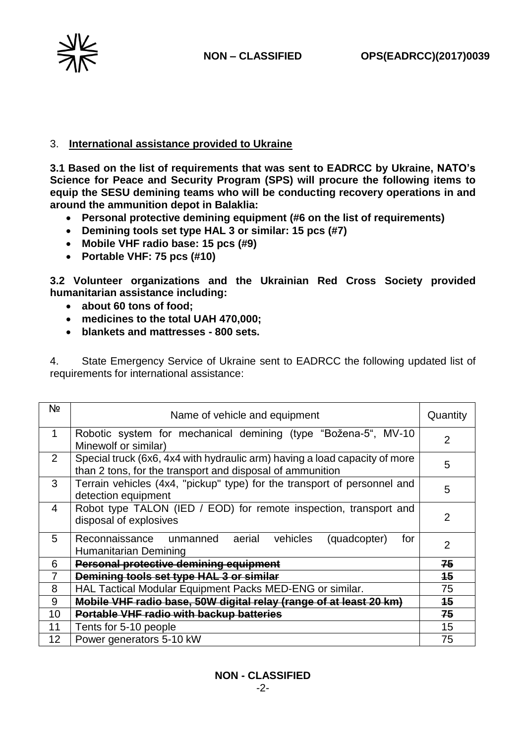## 3. International assistance provided to Ukraine

**3.1 Based on the list of requirements that was sent to EADRCC by Ukraine, NATO's Science for Peace and Security Program (SPS) will procure the following items to equip the SESU demining teams who will be conducting recovery operations in and around the ammunition depot in Balaklia:**

- **Personal protective demining equipment (#6 on the list of requirements)**
- **Demining tools set type HAL 3 or similar: 15 pcs (#7)**
- **Mobile VHF radio base: 15 pcs (#9)**
- **Portable VHF: 75 pcs (#10)**

**3.2 Volunteer organizations and the Ukrainian Red Cross Society provided humanitarian assistance including:**

- **about 60 tons of food;**
- **medicines to the total UAH 470,000;**
- **blankets and mattresses - 800 sets.**

4. State Emergency Service of Ukraine sent to EADRCC the following updated list of requirements for international assistance:

| № | Name of vehicle and equipment | Quantity |
|---|---|---|
| 1 | Robotic system for mechanical demining (type "Božena-5", MV-10 Minewolf or similar) | 2 |
| 2 | Special truck (6x6, 4x4 with hydraulic arm) having a load capacity of more than 2 tons, for the transport and disposal of ammunition | 5 |
| 3 | Terrain vehicles (4x4, "pickup" type) for the transport of personnel and detection equipment | 5 |
| 4 | Robot type TALON (IED / EOD) for remote inspection, transport and disposal of explosives | 2 |
| 5 | Reconnaissance unmanned aerial vehicles (quadcopter) for Humanitarian Demining | 2 |
| 6 | ~~**Personal protective demining equipment**~~ | ~~**75**~~ |
| 7 | ~~**Demining tools set type HAL 3 or similar**~~ | ~~**15**~~ |
| 8 | HAL Tactical Modular Equipment Packs MED-ENG or similar. | 75 |
| 9 | ~~**Mobile VHF radio base, 50W digital relay (range of at least 20 km)**~~ | ~~**15**~~ |
| 10 | ~~**Portable VHF radio with backup batteries**~~ | ~~**75**~~ |
| 11 | Tents for 5-10 people | 15 |
| 12 | Power generators 5-10 kW | 75 |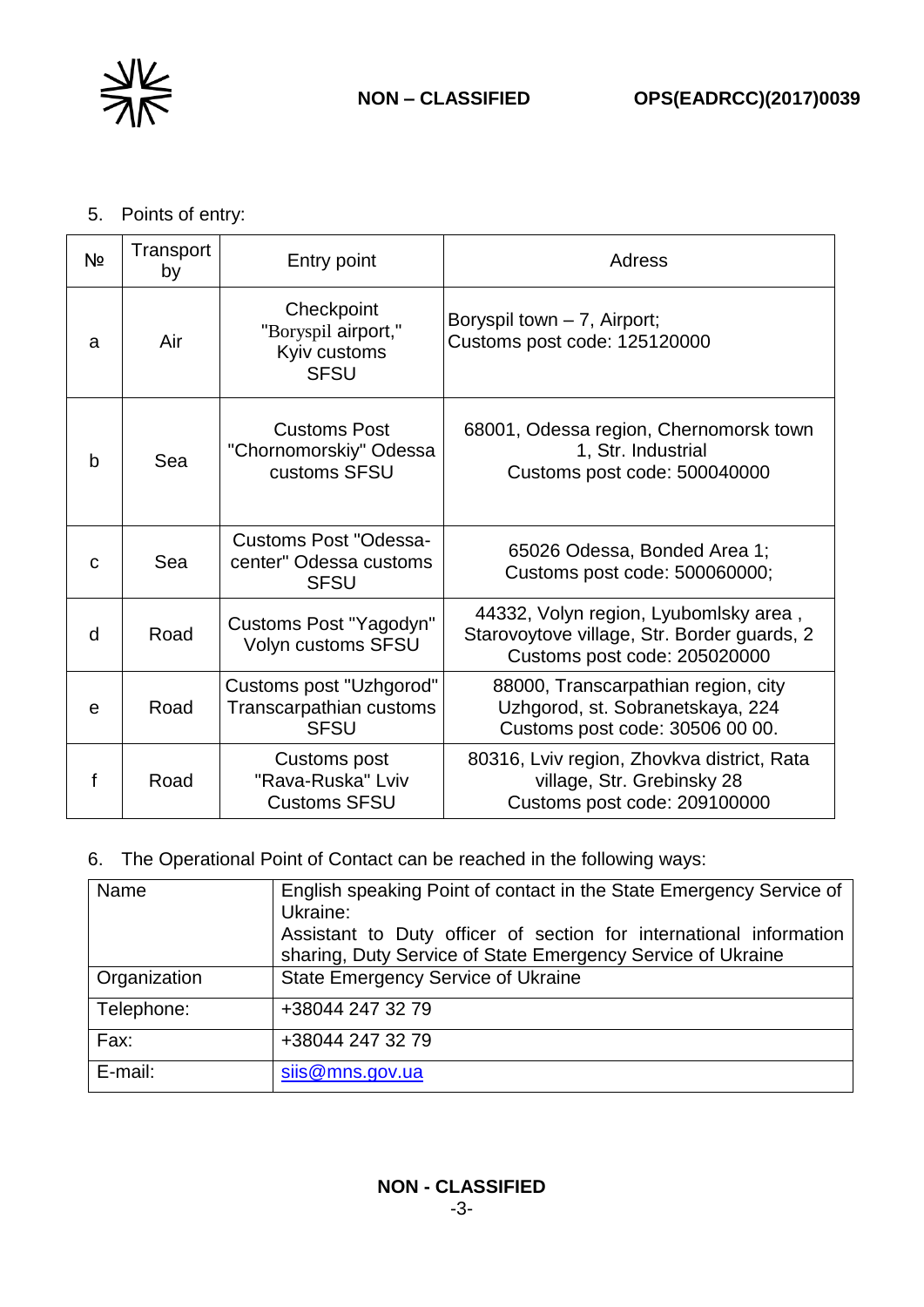5. Points of entry:

| № | Transport by | Entry point | Adress |
|---|---|---|---|
| a | Air | Checkpoint "Boryspil airport," Kyiv customs SFSU | Boryspil town – 7, Airport; Customs post code: 125120000 |
| b | Sea | Customs Post "Chornomorskiy" Odessa customs SFSU | 68001, Odessa region, Chernomorsk town 1, Str. Industrial Customs post code: 500040000 |
| c | Sea | Customs Post "Odessa-center" Odessa customs SFSU | 65026 Odessa, Bonded Area 1; Customs post code: 500060000; |
| d | Road | Customs Post "Yagodyn" Volyn customs SFSU | 44332, Volyn region, Lyubomlsky area , Starovoytove village, Str. Border guards, 2 Customs post code: 205020000 |
| e | Road | Customs post "Uzhgorod" Transcarpathian customs SFSU | 88000, Transcarpathian region, city Uzhgorod, st. Sobranetskaya, 224 Customs post code: 30506 00 00. |
| f | Road | Customs post "Rava-Ruska" Lviv Customs SFSU | 80316, Lviv region, Zhovkva district, Rata village, Str. Grebinsky 28 Customs post code: 209100000 |

6. The Operational Point of Contact can be reached in the following ways:

| Name | English speaking Point of contact in the State Emergency Service of Ukraine: Assistant to Duty officer of section for international information sharing, Duty Service of State Emergency Service of Ukraine |
|---|---|
| Organization | State Emergency Service of Ukraine |
| Telephone: | +38044 247 32 79 |
| Fax: | +38044 247 32 79 |
| E-mail: | siis@mns.gov.ua |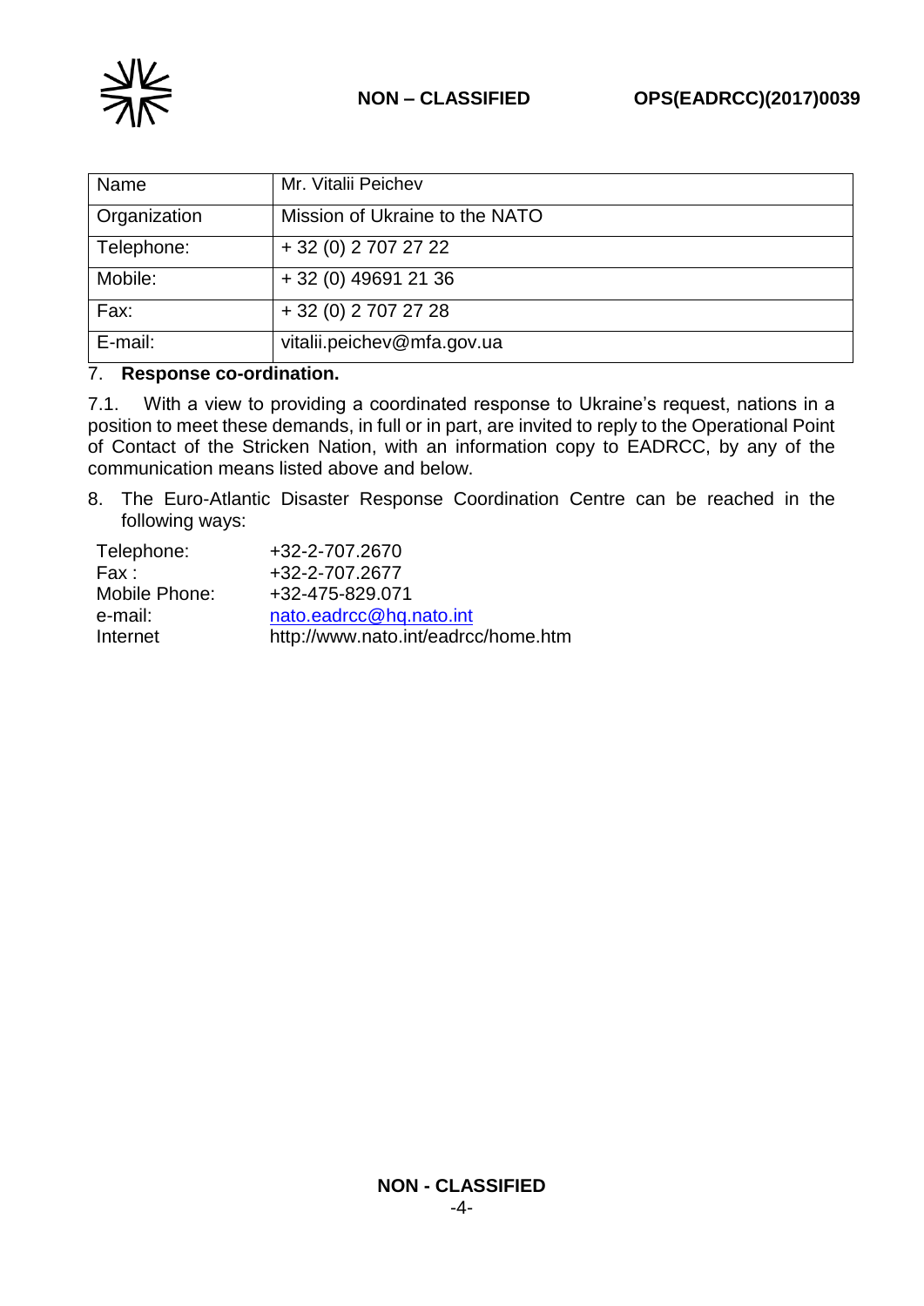| | |
|---|---|
| Name | Mr. Vitalii Peichev |
| Organization | Mission of Ukraine to the NATO |
| Telephone: | + 32 (0) 2 707 27 22 |
| Mobile: | + 32 (0) 49691 21 36 |
| Fax: | + 32 (0) 2 707 27 28 |
| E-mail: | vitalii.peichev@mfa.gov.ua |

7. **Response co-ordination.**

7.1. With a view to providing a coordinated response to Ukraine's request, nations in a position to meet these demands, in full or in part, are invited to reply to the Operational Point of Contact of the Stricken Nation, with an information copy to EADRCC, by any of the communication means listed above and below.

8. The Euro-Atlantic Disaster Response Coordination Centre can be reached in the following ways:

| | |
|---|---|
| Telephone: | +32-2-707.2670 |
| Fax : | +32-2-707.2677 |
| Mobile Phone: | +32-475-829.071 |
| e-mail: | nato.eadrcc@hq.nato.int |
| Internet | http://www.nato.int/eadrcc/home.htm |